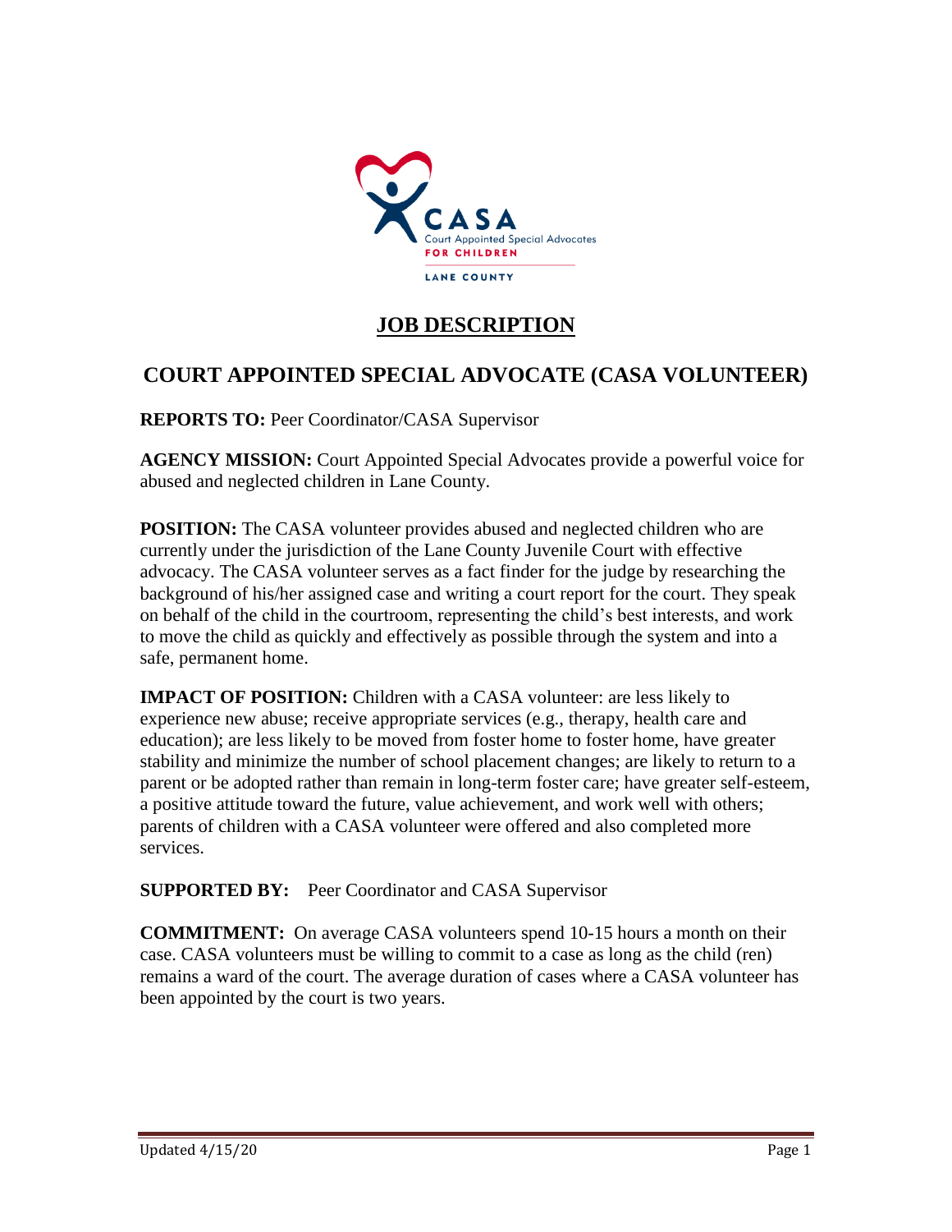CASA

Court Appointed Special Advocates

FOR CHILDREN

LANE COUNTY

# JOB DESCRIPTION

## COURT APPOINTED SPECIAL ADVOCATE (CASA VOLUNTEER)

**REPORTS TO:** Peer Coordinator/CASA Supervisor

**AGENCY MISSION:** Court Appointed Special Advocates provide a powerful voice for abused and neglected children in Lane County.

**POSITION:** The CASA volunteer provides abused and neglected children who are currently under the jurisdiction of the Lane County Juvenile Court with effective advocacy. The CASA volunteer serves as a fact finder for the judge by researching the background of his/her assigned case and writing a court report for the court. They speak on behalf of the child in the courtroom, representing the child's best interests, and work to move the child as quickly and effectively as possible through the system and into a safe, permanent home.

**IMPACT OF POSITION:** Children with a CASA volunteer: are less likely to experience new abuse; receive appropriate services (e.g., therapy, health care and education); are less likely to be moved from foster home to foster home, have greater stability and minimize the number of school placement changes; are likely to return to a parent or be adopted rather than remain in long-term foster care; have greater self-esteem, a positive attitude toward the future, value achievement, and work well with others; parents of children with a CASA volunteer were offered and also completed more services.

**SUPPORTED BY:** Peer Coordinator and CASA Supervisor

**COMMITMENT:** On average CASA volunteers spend 10-15 hours a month on their case. CASA volunteers must be willing to commit to a case as long as the child (ren) remains a ward of the court. The average duration of cases where a CASA volunteer has been appointed by the court is two years.

Updated 4/15/20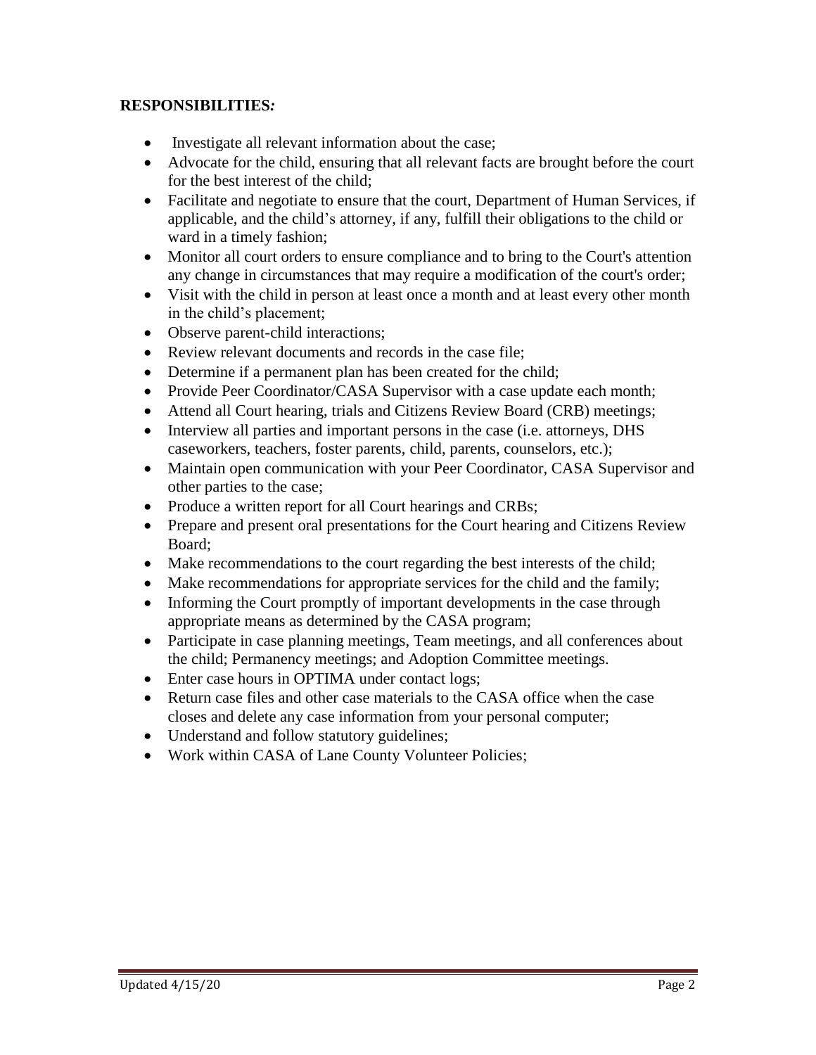**RESPONSIBILITIES*:***

- Investigate all relevant information about the case;
- Advocate for the child, ensuring that all relevant facts are brought before the court for the best interest of the child;
- Facilitate and negotiate to ensure that the court, Department of Human Services, if applicable, and the child's attorney, if any, fulfill their obligations to the child or ward in a timely fashion;
- Monitor all court orders to ensure compliance and to bring to the Court's attention any change in circumstances that may require a modification of the court's order;
- Visit with the child in person at least once a month and at least every other month in the child's placement;
- Observe parent-child interactions;
- Review relevant documents and records in the case file;
- Determine if a permanent plan has been created for the child;
- Provide Peer Coordinator/CASA Supervisor with a case update each month;
- Attend all Court hearing, trials and Citizens Review Board (CRB) meetings;
- Interview all parties and important persons in the case (i.e. attorneys, DHS caseworkers, teachers, foster parents, child, parents, counselors, etc.);
- Maintain open communication with your Peer Coordinator, CASA Supervisor and other parties to the case;
- Produce a written report for all Court hearings and CRBs;
- Prepare and present oral presentations for the Court hearing and Citizens Review Board;
- Make recommendations to the court regarding the best interests of the child;
- Make recommendations for appropriate services for the child and the family;
- Informing the Court promptly of important developments in the case through appropriate means as determined by the CASA program;
- Participate in case planning meetings, Team meetings, and all conferences about the child; Permanency meetings; and Adoption Committee meetings.
- Enter case hours in OPTIMA under contact logs;
- Return case files and other case materials to the CASA office when the case closes and delete any case information from your personal computer;
- Understand and follow statutory guidelines;
- Work within CASA of Lane County Volunteer Policies;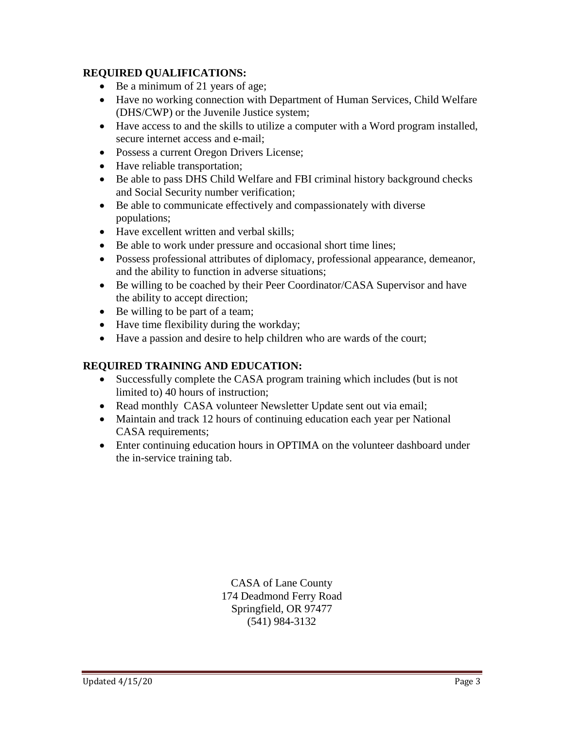**REQUIRED QUALIFICATIONS:**

- Be a minimum of 21 years of age;
- Have no working connection with Department of Human Services, Child Welfare (DHS/CWP) or the Juvenile Justice system;
- Have access to and the skills to utilize a computer with a Word program installed, secure internet access and e-mail;
- Possess a current Oregon Drivers License;
- Have reliable transportation;
- Be able to pass DHS Child Welfare and FBI criminal history background checks and Social Security number verification;
- Be able to communicate effectively and compassionately with diverse populations;
- Have excellent written and verbal skills;
- Be able to work under pressure and occasional short time lines;
- Possess professional attributes of diplomacy, professional appearance, demeanor, and the ability to function in adverse situations;
- Be willing to be coached by their Peer Coordinator/CASA Supervisor and have the ability to accept direction;
- Be willing to be part of a team;
- Have time flexibility during the workday;
- Have a passion and desire to help children who are wards of the court;

**REQUIRED TRAINING AND EDUCATION:**

- Successfully complete the CASA program training which includes (but is not limited to) 40 hours of instruction;
- Read monthly CASA volunteer Newsletter Update sent out via email;
- Maintain and track 12 hours of continuing education each year per National CASA requirements;
- Enter continuing education hours in OPTIMA on the volunteer dashboard under the in-service training tab.

CASA of Lane County
174 Deadmond Ferry Road
Springfield, OR 97477
(541) 984-3132

Updated 4/15/20